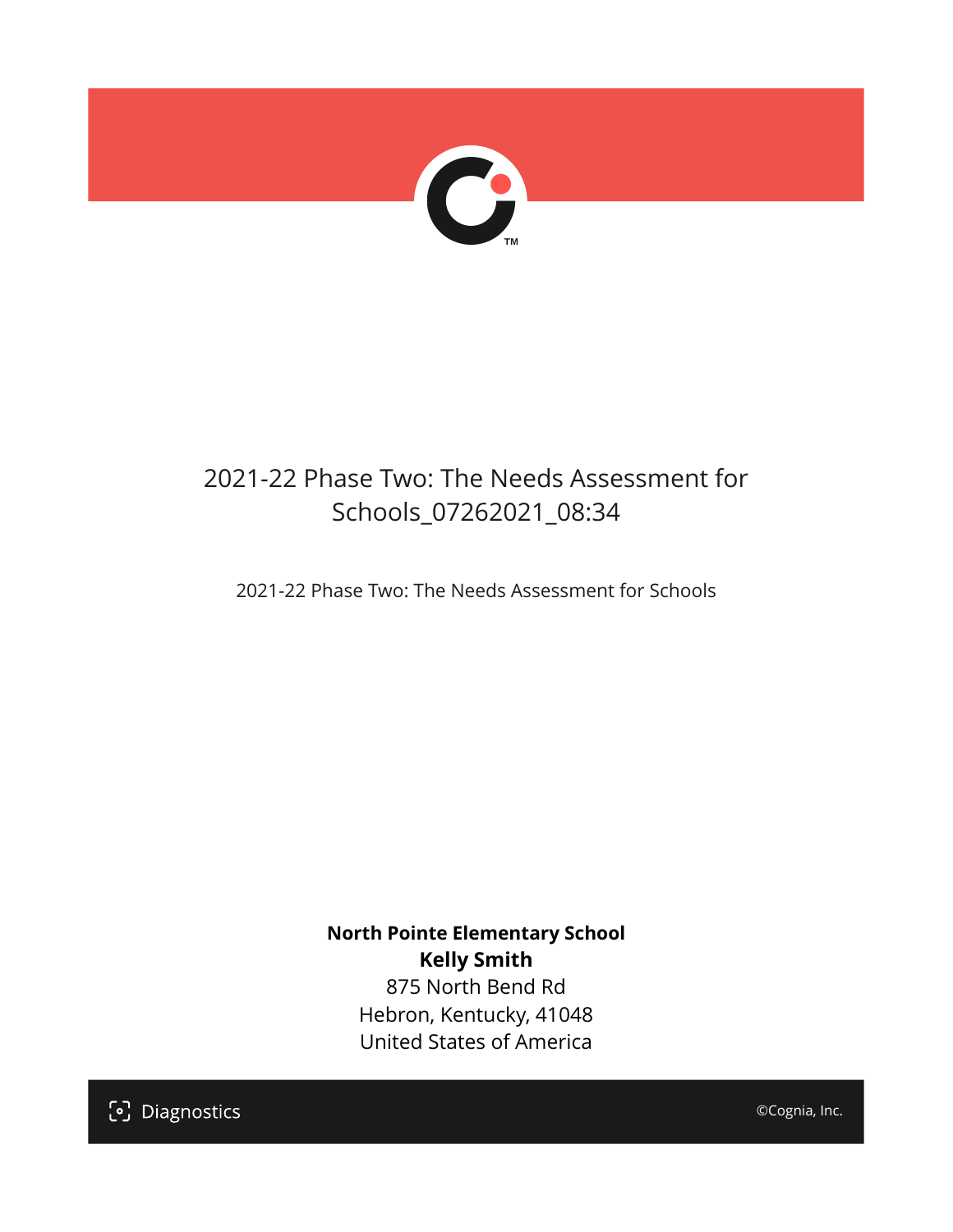# 2021-22 Phase Two: The Needs Assessment for Schools_07262021_08:34

2021-22 Phase Two: The Needs Assessment for Schools

**North Pointe Elementary School**
**Kelly Smith**
875 North Bend Rd
Hebron, Kentucky, 41048
United States of America

Diagnostics

©Cognia, Inc.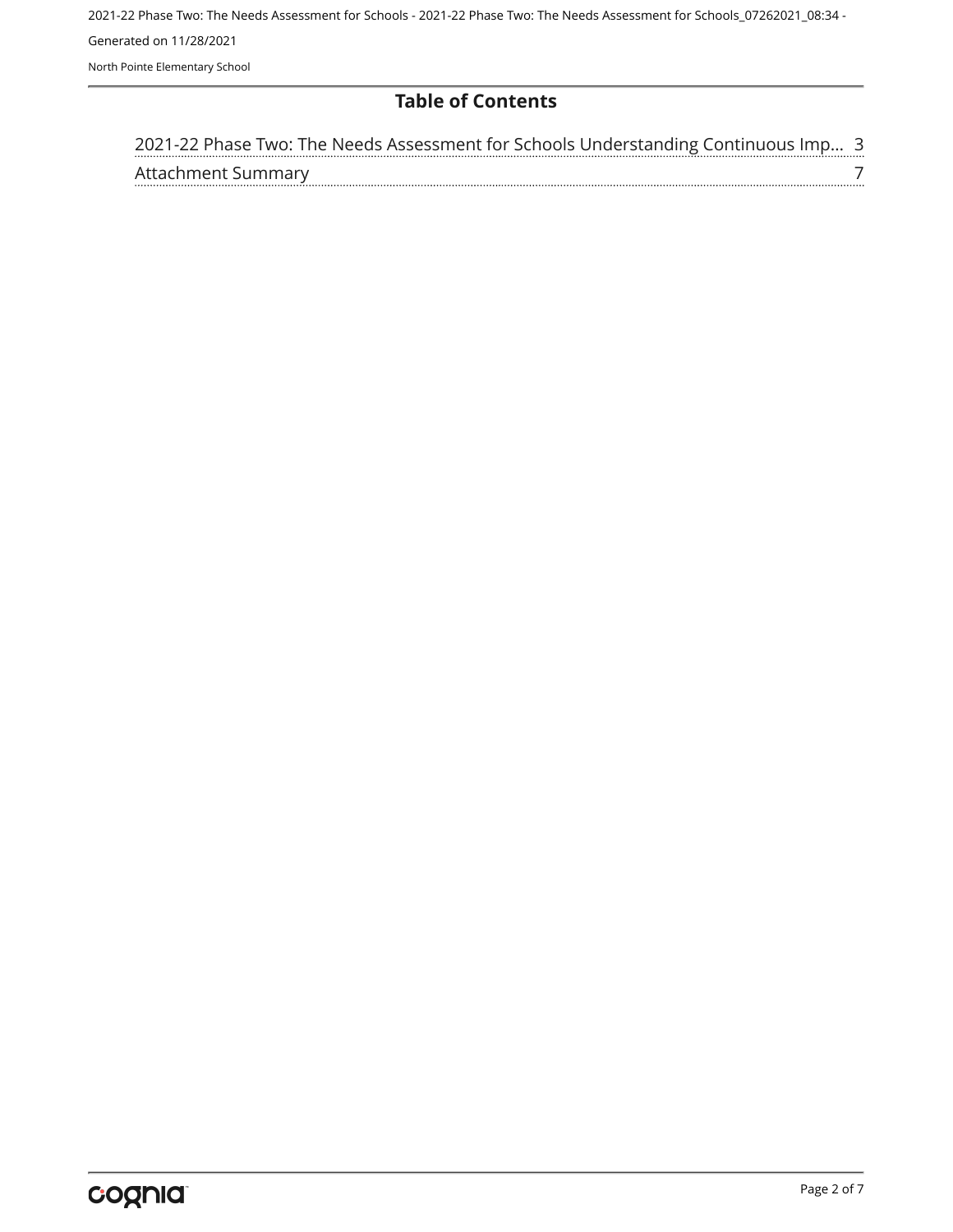# Table of Contents

| | |
|---|---|
| 2021-22 Phase Two: The Needs Assessment for Schools Understanding Continuous Imp... | 3 |
| Attachment Summary | 7 |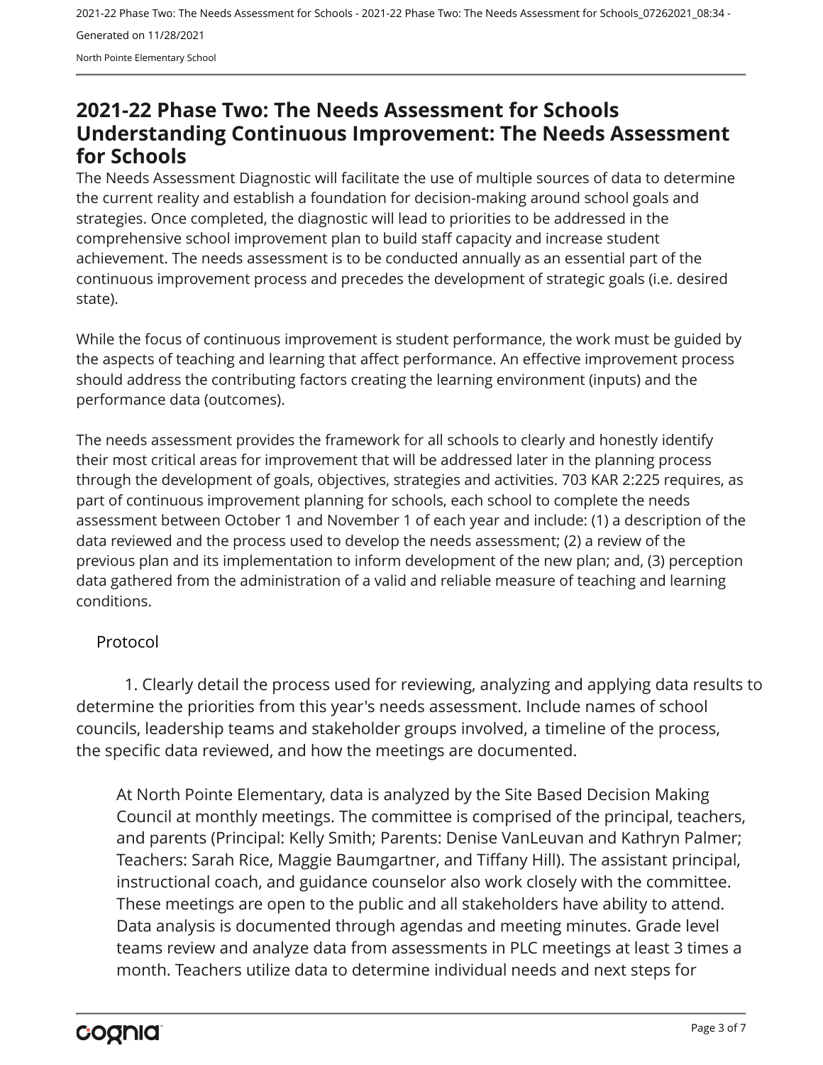# 2021-22 Phase Two: The Needs Assessment for Schools Understanding Continuous Improvement: The Needs Assessment for Schools

The Needs Assessment Diagnostic will facilitate the use of multiple sources of data to determine the current reality and establish a foundation for decision-making around school goals and strategies. Once completed, the diagnostic will lead to priorities to be addressed in the comprehensive school improvement plan to build staff capacity and increase student achievement. The needs assessment is to be conducted annually as an essential part of the continuous improvement process and precedes the development of strategic goals (i.e. desired state).

While the focus of continuous improvement is student performance, the work must be guided by the aspects of teaching and learning that affect performance. An effective improvement process should address the contributing factors creating the learning environment (inputs) and the performance data (outcomes).

The needs assessment provides the framework for all schools to clearly and honestly identify their most critical areas for improvement that will be addressed later in the planning process through the development of goals, objectives, strategies and activities. 703 KAR 2:225 requires, as part of continuous improvement planning for schools, each school to complete the needs assessment between October 1 and November 1 of each year and include: (1) a description of the data reviewed and the process used to develop the needs assessment; (2) a review of the previous plan and its implementation to inform development of the new plan; and, (3) perception data gathered from the administration of a valid and reliable measure of teaching and learning conditions.

## Protocol

1. Clearly detail the process used for reviewing, analyzing and applying data results to determine the priorities from this year's needs assessment. Include names of school councils, leadership teams and stakeholder groups involved, a timeline of the process, the specific data reviewed, and how the meetings are documented.

At North Pointe Elementary, data is analyzed by the Site Based Decision Making Council at monthly meetings. The committee is comprised of the principal, teachers, and parents (Principal: Kelly Smith; Parents: Denise VanLeuvan and Kathryn Palmer; Teachers: Sarah Rice, Maggie Baumgartner, and Tiffany Hill). The assistant principal, instructional coach, and guidance counselor also work closely with the committee. These meetings are open to the public and all stakeholders have ability to attend. Data analysis is documented through agendas and meeting minutes. Grade level teams review and analyze data from assessments in PLC meetings at least 3 times a month. Teachers utilize data to determine individual needs and next steps for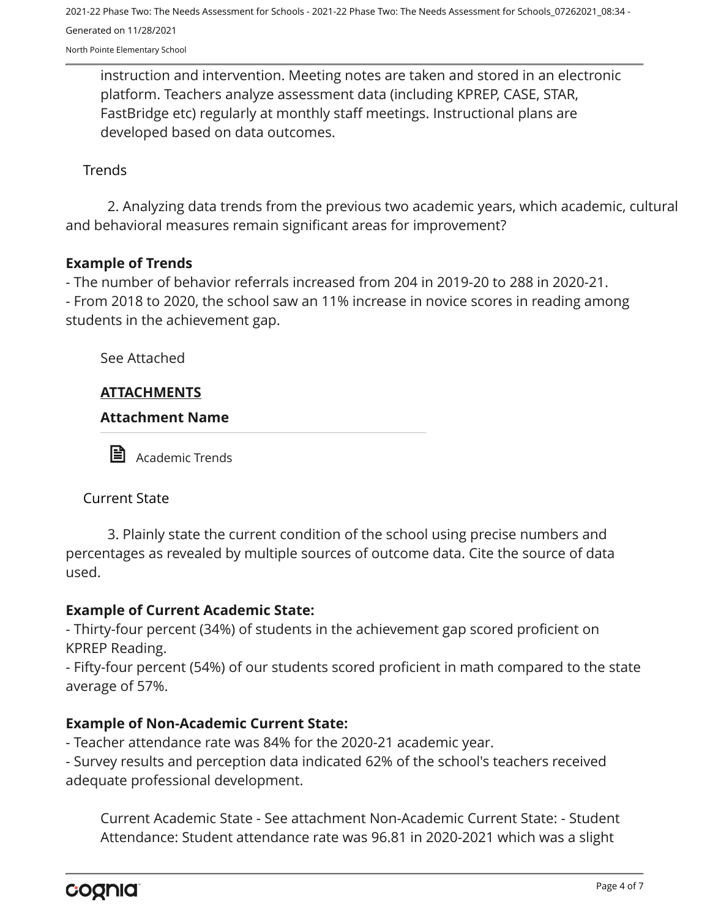instruction and intervention. Meeting notes are taken and stored in an electronic platform. Teachers analyze assessment data (including KPREP, CASE, STAR, FastBridge etc) regularly at monthly staff meetings. Instructional plans are developed based on data outcomes.

Trends

2. Analyzing data trends from the previous two academic years, which academic, cultural and behavioral measures remain significant areas for improvement?

**Example of Trends**

- The number of behavior referrals increased from 204 in 2019-20 to 288 in 2020-21.
- From 2018 to 2020, the school saw an 11% increase in novice scores in reading among students in the achievement gap.

See Attached

**ATTACHMENTS**

**Attachment Name**

Academic Trends

Current State

3. Plainly state the current condition of the school using precise numbers and percentages as revealed by multiple sources of outcome data. Cite the source of data used.

**Example of Current Academic State:**

- Thirty-four percent (34%) of students in the achievement gap scored proficient on KPREP Reading.
- Fifty-four percent (54%) of our students scored proficient in math compared to the state average of 57%.

**Example of Non-Academic Current State:**

- Teacher attendance rate was 84% for the 2020-21 academic year.
- Survey results and perception data indicated 62% of the school's teachers received adequate professional development.

Current Academic State - See attachment Non-Academic Current State: - Student Attendance: Student attendance rate was 96.81 in 2020-2021 which was a slight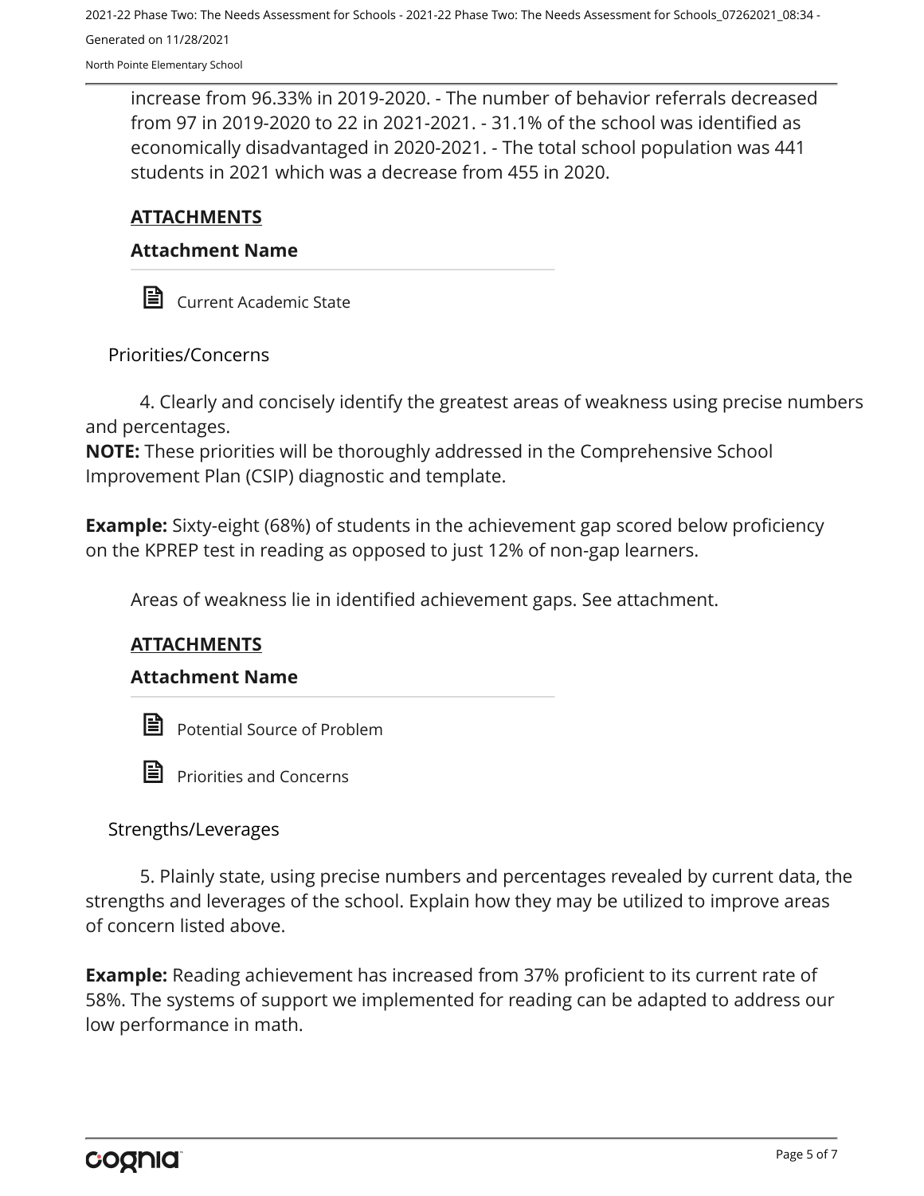increase from 96.33% in 2019-2020. - The number of behavior referrals decreased from 97 in 2019-2020 to 22 in 2021-2021. - 31.1% of the school was identified as economically disadvantaged in 2020-2021. - The total school population was 441 students in 2021 which was a decrease from 455 in 2020.

**ATTACHMENTS**

**Attachment Name**

Current Academic State

Priorities/Concerns

4. Clearly and concisely identify the greatest areas of weakness using precise numbers and percentages.

**NOTE:** These priorities will be thoroughly addressed in the Comprehensive School Improvement Plan (CSIP) diagnostic and template.

**Example:** Sixty-eight (68%) of students in the achievement gap scored below proficiency on the KPREP test in reading as opposed to just 12% of non-gap learners.

Areas of weakness lie in identified achievement gaps. See attachment.

**ATTACHMENTS**

**Attachment Name**

Potential Source of Problem

Priorities and Concerns

Strengths/Leverages

5. Plainly state, using precise numbers and percentages revealed by current data, the strengths and leverages of the school. Explain how they may be utilized to improve areas of concern listed above.

**Example:** Reading achievement has increased from 37% proficient to its current rate of 58%. The systems of support we implemented for reading can be adapted to address our low performance in math.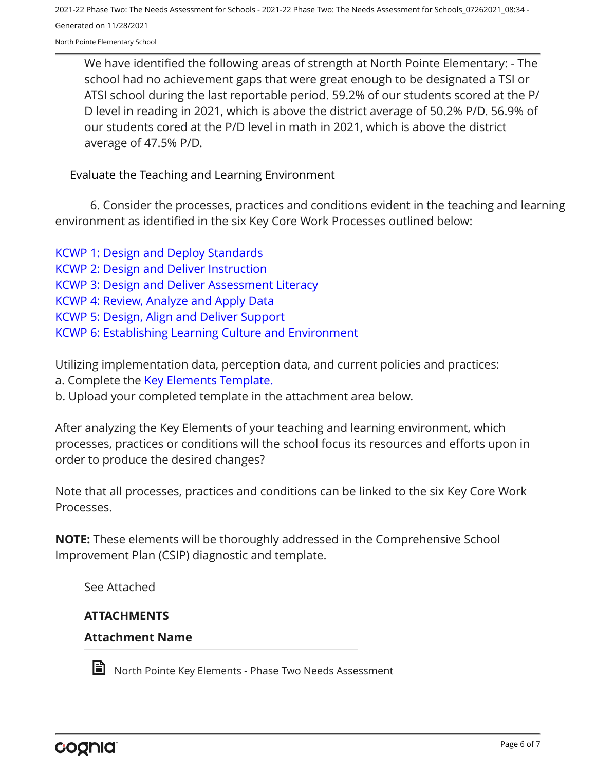We have identified the following areas of strength at North Pointe Elementary: - The school had no achievement gaps that were great enough to be designated a TSI or ATSI school during the last reportable period. 59.2% of our students scored at the P/D level in reading in 2021, which is above the district average of 50.2% P/D. 56.9% of our students cored at the P/D level in math in 2021, which is above the district average of 47.5% P/D.

Evaluate the Teaching and Learning Environment

6. Consider the processes, practices and conditions evident in the teaching and learning environment as identified in the six Key Core Work Processes outlined below:

KCWP 1: Design and Deploy Standards
KCWP 2: Design and Deliver Instruction
KCWP 3: Design and Deliver Assessment Literacy
KCWP 4: Review, Analyze and Apply Data
KCWP 5: Design, Align and Deliver Support
KCWP 6: Establishing Learning Culture and Environment

Utilizing implementation data, perception data, and current policies and practices:
a. Complete the Key Elements Template.
b. Upload your completed template in the attachment area below.

After analyzing the Key Elements of your teaching and learning environment, which processes, practices or conditions will the school focus its resources and efforts upon in order to produce the desired changes?

Note that all processes, practices and conditions can be linked to the six Key Core Work Processes.

**NOTE:** These elements will be thoroughly addressed in the Comprehensive School Improvement Plan (CSIP) diagnostic and template.

See Attached

**ATTACHMENTS**

**Attachment Name**

North Pointe Key Elements - Phase Two Needs Assessment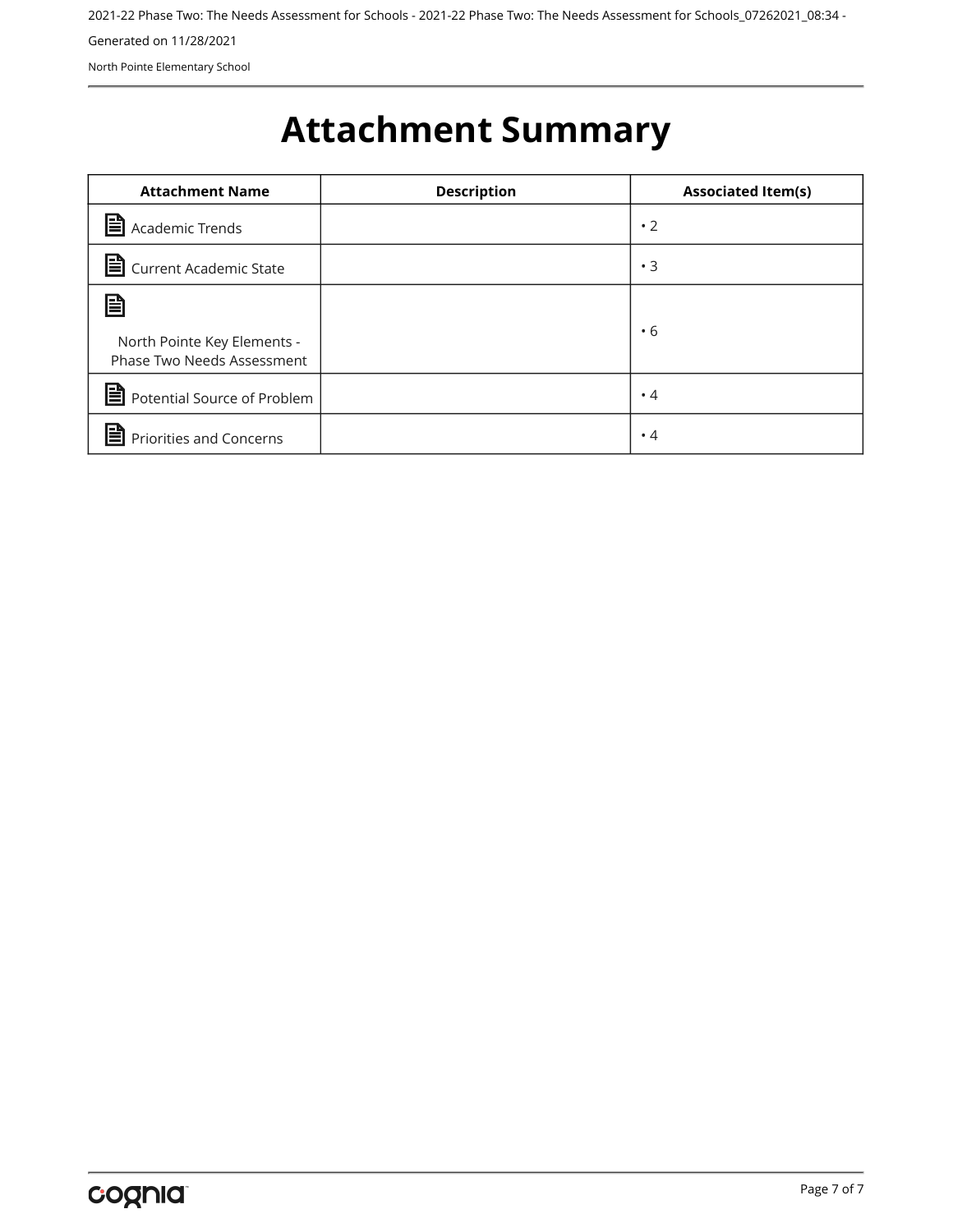# Attachment Summary

| Attachment Name | Description | Associated Item(s) |
|---|---|---|
| Academic Trends | | • 2 |
| Current Academic State | | • 3 |
| North Pointe Key Elements - Phase Two Needs Assessment | | • 6 |
| Potential Source of Problem | | • 4 |
| Priorities and Concerns | | • 4 |